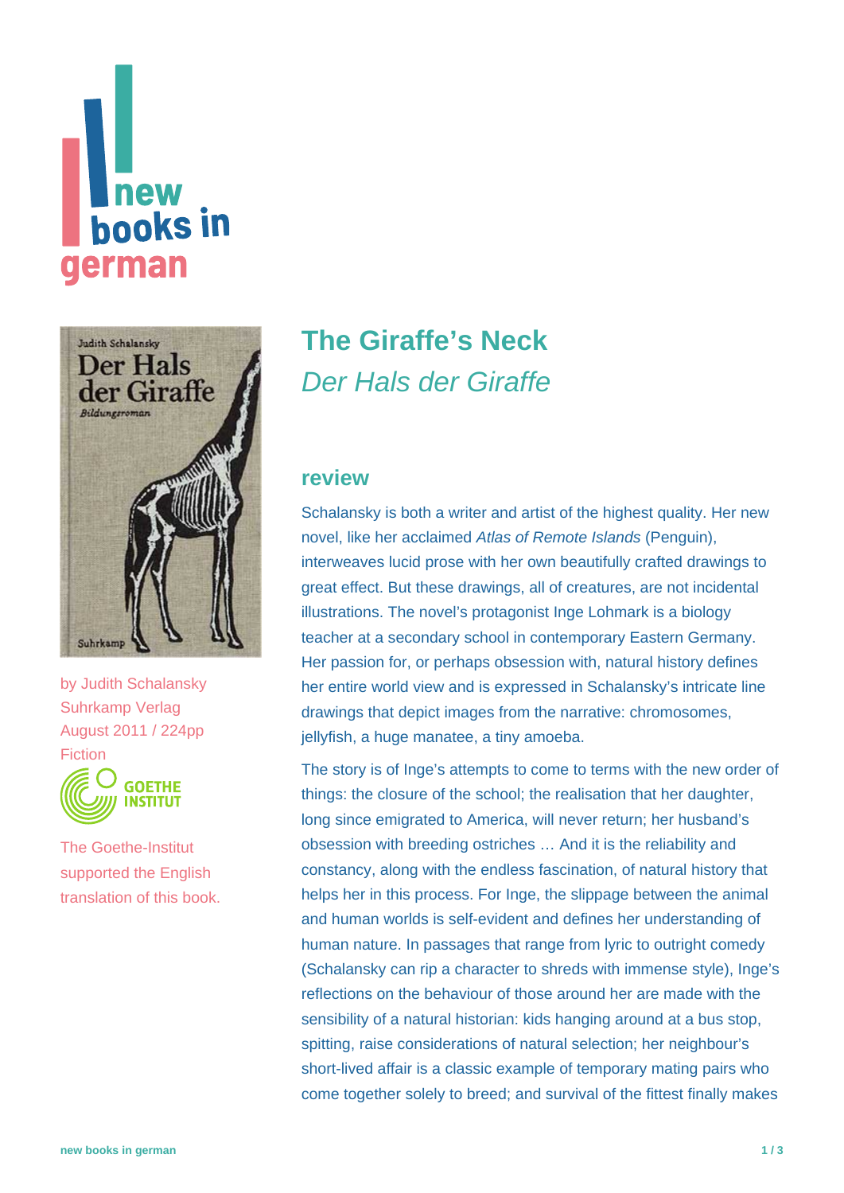# The Giraffe's Neck

## *Der Hals der Giraffe*

by Judith Schalansky
Suhrkamp Verlag
August 2011 / 224pp
Fiction

The Goethe-Institut supported the English translation of this book.

### review

Schalansky is both a writer and artist of the highest quality. Her new novel, like her acclaimed *Atlas of Remote Islands* (Penguin), interweaves lucid prose with her own beautifully crafted drawings to great effect. But these drawings, all of creatures, are not incidental illustrations. The novel's protagonist Inge Lohmark is a biology teacher at a secondary school in contemporary Eastern Germany. Her passion for, or perhaps obsession with, natural history defines her entire world view and is expressed in Schalansky's intricate line drawings that depict images from the narrative: chromosomes, jellyfish, a huge manatee, a tiny amoeba.

The story is of Inge's attempts to come to terms with the new order of things: the closure of the school; the realisation that her daughter, long since emigrated to America, will never return; her husband's obsession with breeding ostriches … And it is the reliability and constancy, along with the endless fascination, of natural history that helps her in this process. For Inge, the slippage between the animal and human worlds is self-evident and defines her understanding of human nature. In passages that range from lyric to outright comedy (Schalansky can rip a character to shreds with immense style), Inge's reflections on the behaviour of those around her are made with the sensibility of a natural historian: kids hanging around at a bus stop, spitting, raise considerations of natural selection; her neighbour's short-lived affair is a classic example of temporary mating pairs who come together solely to breed; and survival of the fittest finally makes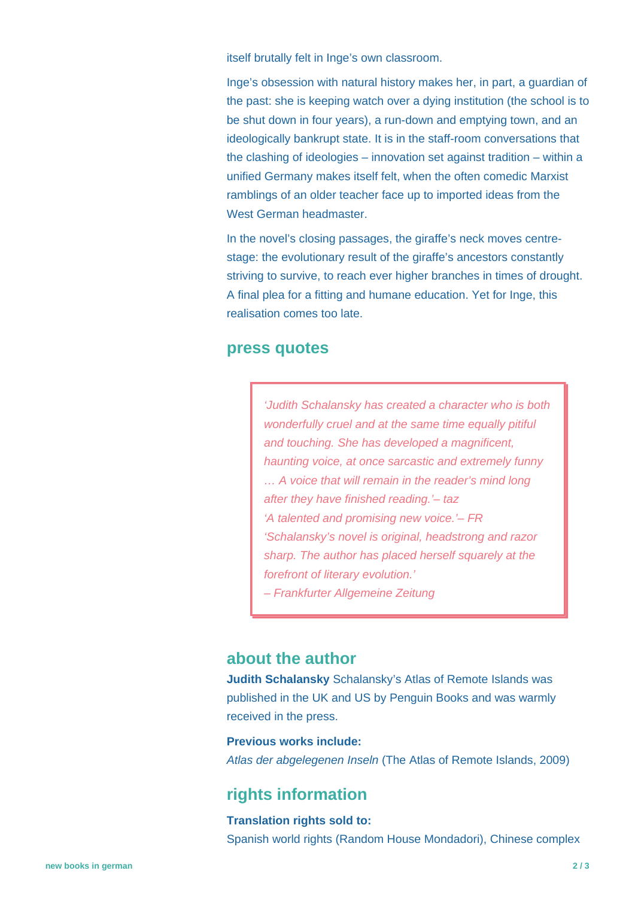itself brutally felt in Inge's own classroom.

Inge's obsession with natural history makes her, in part, a guardian of the past: she is keeping watch over a dying institution (the school is to be shut down in four years), a run-down and emptying town, and an ideologically bankrupt state. It is in the staff-room conversations that the clashing of ideologies – innovation set against tradition – within a unified Germany makes itself felt, when the often comedic Marxist ramblings of an older teacher face up to imported ideas from the West German headmaster.

In the novel's closing passages, the giraffe's neck moves centre-stage: the evolutionary result of the giraffe's ancestors constantly striving to survive, to reach ever higher branches in times of drought. A final plea for a fitting and humane education. Yet for Inge, this realisation comes too late.

## press quotes

*'Judith Schalansky has created a character who is both wonderfully cruel and at the same time equally pitiful and touching. She has developed a magnificent, haunting voice, at once sarcastic and extremely funny … A voice that will remain in the reader's mind long after they have finished reading.'– taz*

*'A talented and promising new voice.'– FR*

*'Schalansky's novel is original, headstrong and razor sharp. The author has placed herself squarely at the forefront of literary evolution.'*
*– Frankfurter Allgemeine Zeitung*

## about the author

**Judith Schalansky** Schalansky's Atlas of Remote Islands was published in the UK and US by Penguin Books and was warmly received in the press.

**Previous works include:**
*Atlas der abgelegenen Inseln* (The Atlas of Remote Islands, 2009)

## rights information

**Translation rights sold to:**
Spanish world rights (Random House Mondadori), Chinese complex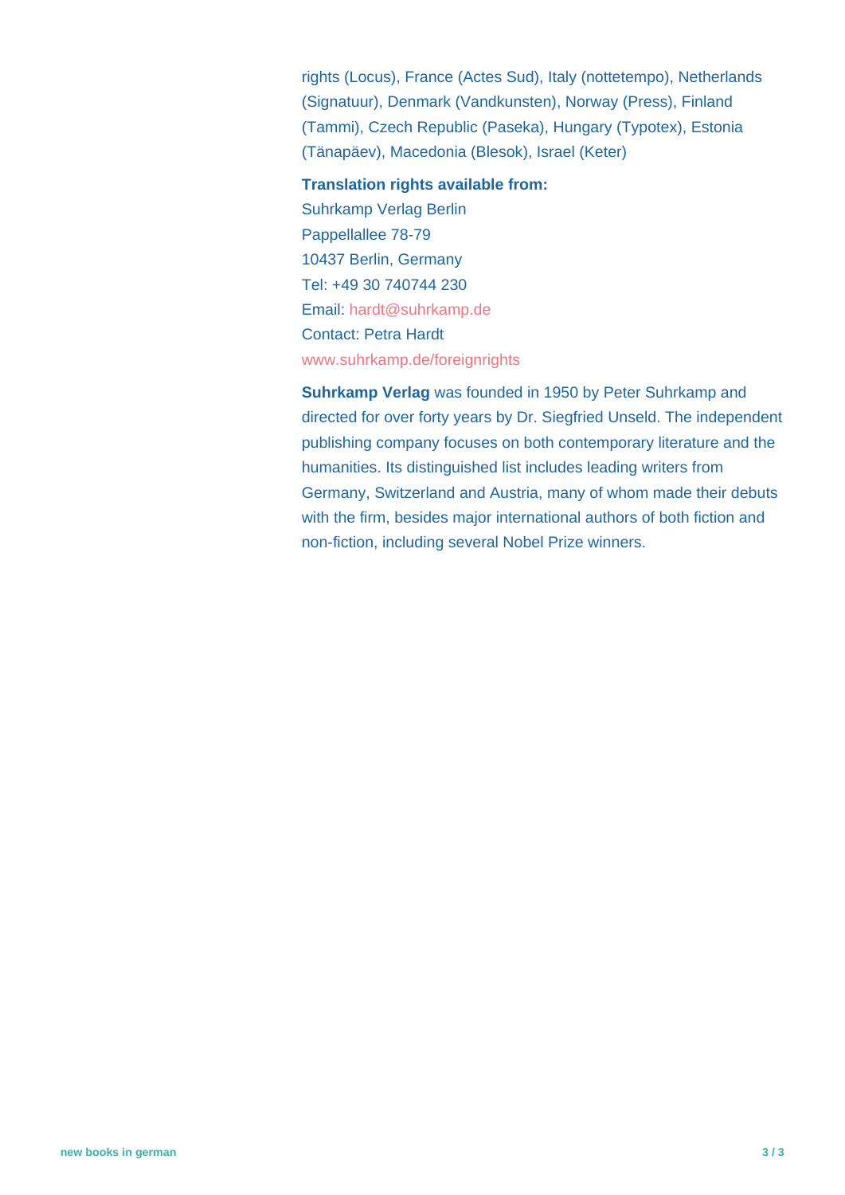rights (Locus), France (Actes Sud), Italy (nottetempo), Netherlands (Signatuur), Denmark (Vandkunsten), Norway (Press), Finland (Tammi), Czech Republic (Paseka), Hungary (Typotex), Estonia (Tänapäev), Macedonia (Blesok), Israel (Keter)

**Translation rights available from:**

Suhrkamp Verlag Berlin
Pappelallee 78-79
10437 Berlin, Germany
Tel: +49 30 740744 230
Email: hardt@suhrkamp.de
Contact: Petra Hardt
www.suhrkamp.de/foreignrights

**Suhrkamp Verlag** was founded in 1950 by Peter Suhrkamp and directed for over forty years by Dr. Siegfried Unseld. The independent publishing company focuses on both contemporary literature and the humanities. Its distinguished list includes leading writers from Germany, Switzerland and Austria, many of whom made their debuts with the firm, besides major international authors of both fiction and non-fiction, including several Nobel Prize winners.